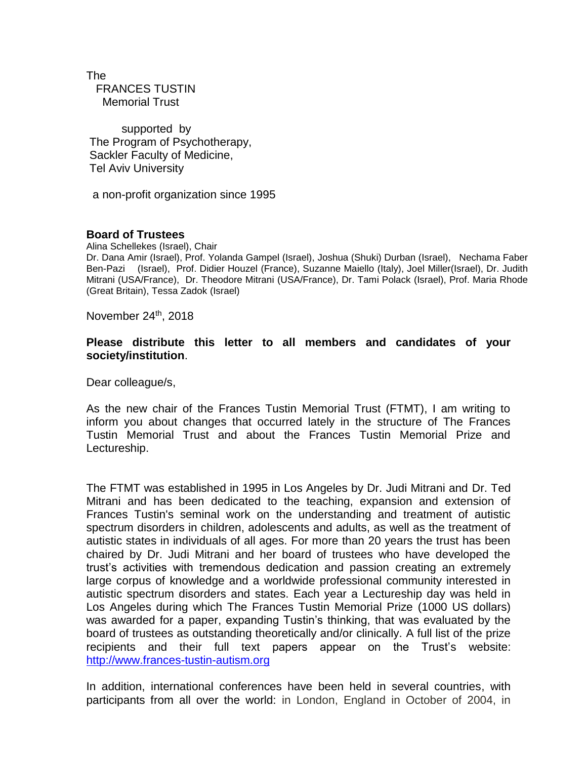The
FRANCES TUSTIN
Memorial Trust

supported by
The Program of Psychotherapy,
Sackler Faculty of Medicine,
Tel Aviv University

a non-profit organization since 1995

**Board of Trustees**

Alina Schellekes (Israel), Chair

Dr. Dana Amir (Israel), Prof. Yolanda Gampel (Israel), Joshua (Shuki) Durban (Israel), Nechama Faber Ben-Pazi (Israel), Prof. Didier Houzel (France), Suzanne Maiello (Italy), Joel Miller(Israel), Dr. Judith Mitrani (USA/France), Dr. Theodore Mitrani (USA/France), Dr. Tami Polack (Israel), Prof. Maria Rhode (Great Britain), Tessa Zadok (Israel)

November 24th, 2018

**Please distribute this letter to all members and candidates of your society/institution**.

Dear colleague/s,

As the new chair of the Frances Tustin Memorial Trust (FTMT), I am writing to inform you about changes that occurred lately in the structure of The Frances Tustin Memorial Trust and about the Frances Tustin Memorial Prize and Lectureship.

The FTMT was established in 1995 in Los Angeles by Dr. Judi Mitrani and Dr. Ted Mitrani and has been dedicated to the teaching, expansion and extension of Frances Tustin's seminal work on the understanding and treatment of autistic spectrum disorders in children, adolescents and adults, as well as the treatment of autistic states in individuals of all ages. For more than 20 years the trust has been chaired by Dr. Judi Mitrani and her board of trustees who have developed the trust's activities with tremendous dedication and passion creating an extremely large corpus of knowledge and a worldwide professional community interested in autistic spectrum disorders and states. Each year a Lectureship day was held in Los Angeles during which The Frances Tustin Memorial Prize (1000 US dollars) was awarded for a paper, expanding Tustin's thinking, that was evaluated by the board of trustees as outstanding theoretically and/or clinically. A full list of the prize recipients and their full text papers appear on the Trust's website: http://www.frances-tustin-autism.org

In addition, international conferences have been held in several countries, with participants from all over the world: in London, England in October of 2004, in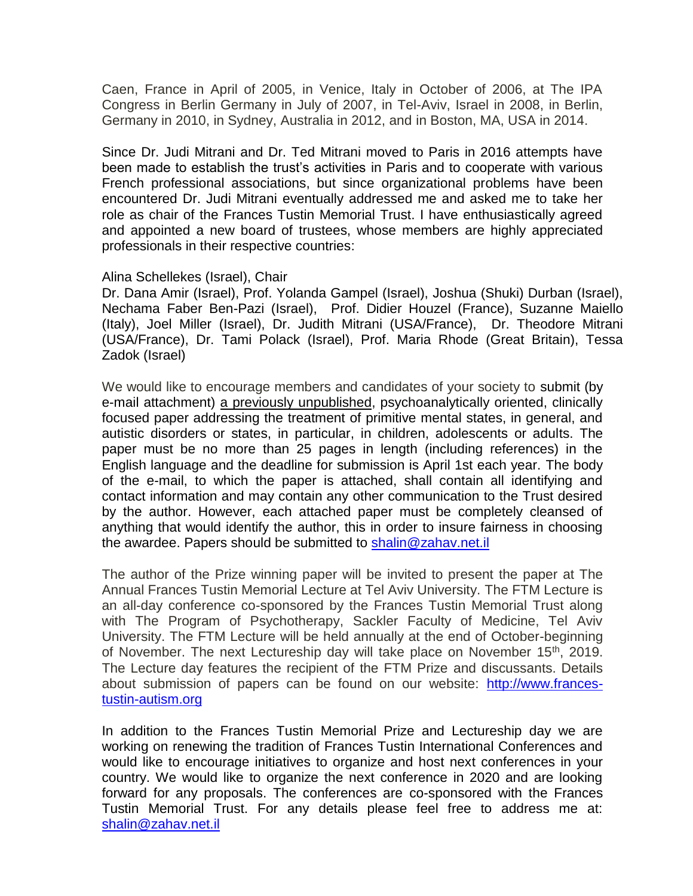Caen, France in April of 2005, in Venice, Italy in October of 2006, at The IPA Congress in Berlin Germany in July of 2007, in Tel-Aviv, Israel in 2008, in Berlin, Germany in 2010, in Sydney, Australia in 2012, and in Boston, MA, USA in 2014.

Since Dr. Judi Mitrani and Dr. Ted Mitrani moved to Paris in 2016 attempts have been made to establish the trust's activities in Paris and to cooperate with various French professional associations, but since organizational problems have been encountered Dr. Judi Mitrani eventually addressed me and asked me to take her role as chair of the Frances Tustin Memorial Trust. I have enthusiastically agreed and appointed a new board of trustees, whose members are highly appreciated professionals in their respective countries:

Alina Schellekes (Israel), Chair
Dr. Dana Amir (Israel), Prof. Yolanda Gampel (Israel), Joshua (Shuki) Durban (Israel), Nechama Faber Ben-Pazi (Israel), Prof. Didier Houzel (France), Suzanne Maiello (Italy), Joel Miller (Israel), Dr. Judith Mitrani (USA/France), Dr. Theodore Mitrani (USA/France), Dr. Tami Polack (Israel), Prof. Maria Rhode (Great Britain), Tessa Zadok (Israel)

We would like to encourage members and candidates of your society to submit (by e-mail attachment) a previously unpublished, psychoanalytically oriented, clinically focused paper addressing the treatment of primitive mental states, in general, and autistic disorders or states, in particular, in children, adolescents or adults. The paper must be no more than 25 pages in length (including references) in the English language and the deadline for submission is April 1st each year. The body of the e-mail, to which the paper is attached, shall contain all identifying and contact information and may contain any other communication to the Trust desired by the author. However, each attached paper must be completely cleansed of anything that would identify the author, this in order to insure fairness in choosing the awardee. Papers should be submitted to shalin@zahav.net.il

The author of the Prize winning paper will be invited to present the paper at The Annual Frances Tustin Memorial Lecture at Tel Aviv University. The FTM Lecture is an all-day conference co-sponsored by the Frances Tustin Memorial Trust along with The Program of Psychotherapy, Sackler Faculty of Medicine, Tel Aviv University. The FTM Lecture will be held annually at the end of October-beginning of November. The next Lectureship day will take place on November 15th, 2019. The Lecture day features the recipient of the FTM Prize and discussants. Details about submission of papers can be found on our website: http://www.frances-tustin-autism.org

In addition to the Frances Tustin Memorial Prize and Lectureship day we are working on renewing the tradition of Frances Tustin International Conferences and would like to encourage initiatives to organize and host next conferences in your country. We would like to organize the next conference in 2020 and are looking forward for any proposals. The conferences are co-sponsored with the Frances Tustin Memorial Trust. For any details please feel free to address me at: shalin@zahav.net.il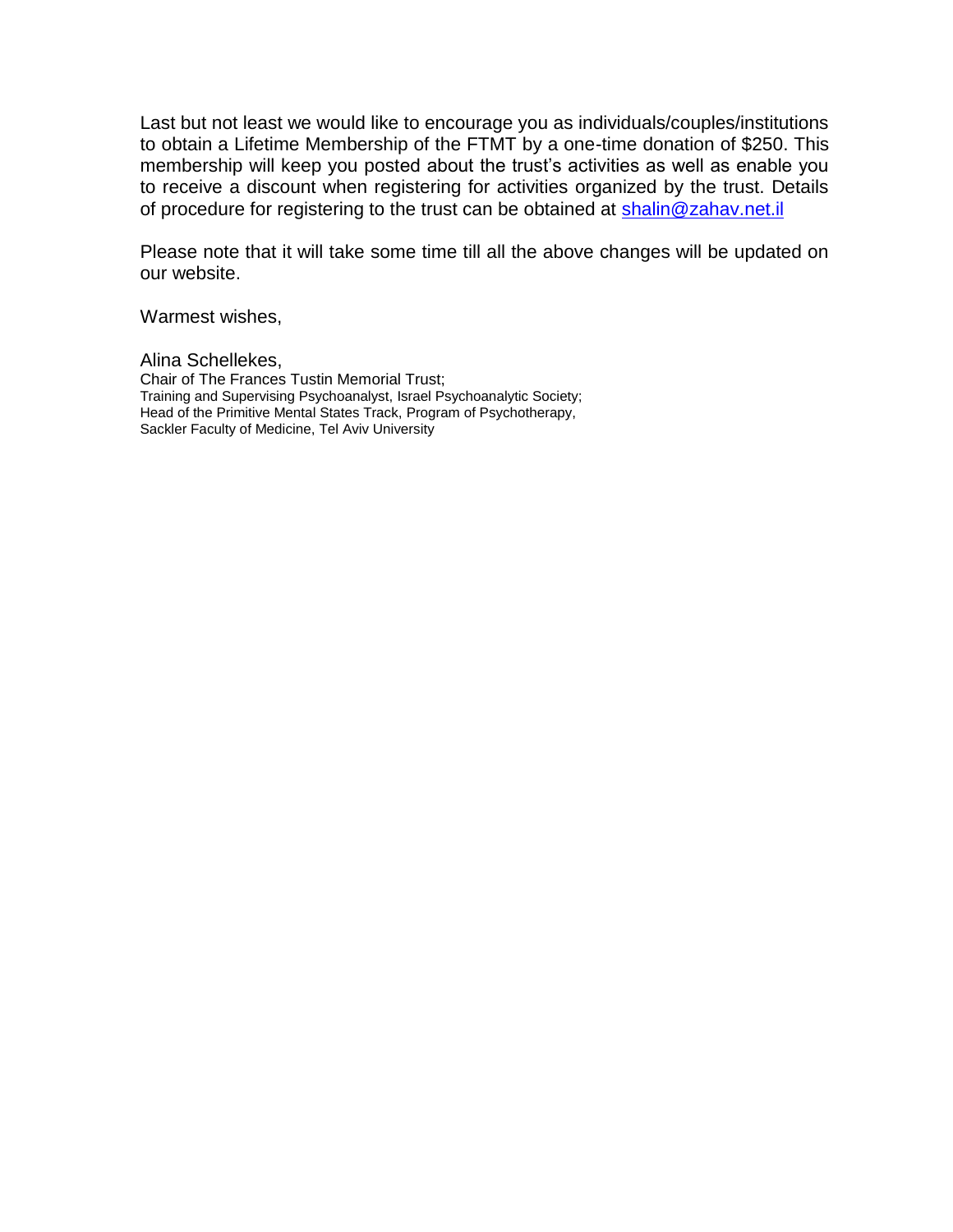Last but not least we would like to encourage you as individuals/couples/institutions to obtain a Lifetime Membership of the FTMT by a one-time donation of $250. This membership will keep you posted about the trust's activities as well as enable you to receive a discount when registering for activities organized by the trust. Details of procedure for registering to the trust can be obtained at shalin@zahav.net.il

Please note that it will take some time till all the above changes will be updated on our website.

Warmest wishes,

Alina Schellekes,
Chair of The Frances Tustin Memorial Trust;
Training and Supervising Psychoanalyst, Israel Psychoanalytic Society;
Head of the Primitive Mental States Track, Program of Psychotherapy,
Sackler Faculty of Medicine, Tel Aviv University